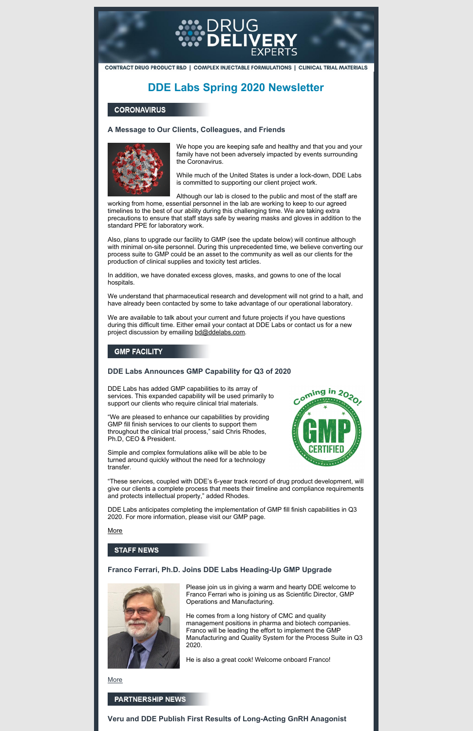DRUG DELIVERY EXPERTS

CONTRACT DRUG PRODUCT R&D | COMPLEX INJECTABLE FORMULATIONS | CLINICAL TRIAL MATERIALS

# DDE Labs Spring 2020 Newsletter

## CORONAVIRUS

### A Message to Our Clients, Colleagues, and Friends

We hope you are keeping safe and healthy and that you and your family have not been adversely impacted by events surrounding the Coronavirus.

While much of the United States is under a lock-down, DDE Labs is committed to supporting our client project work.

Although our lab is closed to the public and most of the staff are working from home, essential personnel in the lab are working to keep to our agreed timelines to the best of our ability during this challenging time. We are taking extra precautions to ensure that staff stays safe by wearing masks and gloves in addition to the standard PPE for laboratory work.

Also, plans to upgrade our facility to GMP (see the update below) will continue although with minimal on-site personnel. During this unprecedented time, we believe converting our process suite to GMP could be an asset to the community as well as our clients for the production of clinical supplies and toxicity test articles.

In addition, we have donated excess gloves, masks, and gowns to one of the local hospitals.

We understand that pharmaceutical research and development will not grind to a halt, and have already been contacted by some to take advantage of our operational laboratory.

We are available to talk about your current and future projects if you have questions during this difficult time. Either email your contact at DDE Labs or contact us for a new project discussion by emailing bd@ddelabs.com.

## GMP FACILITY

### DDE Labs Announces GMP Capability for Q3 of 2020

DDE Labs has added GMP capabilities to its array of services. This expanded capability will be used primarily to support our clients who require clinical trial materials.

"We are pleased to enhance our capabilities by providing GMP fill finish services to our clients to support them throughout the clinical trial process," said Chris Rhodes, Ph.D, CEO & President.

Simple and complex formulations alike will be able to be turned around quickly without the need for a technology transfer.

Coming in 2020! GMP CERTIFIED

"These services, coupled with DDE's 6-year track record of drug product development, will give our clients a complete process that meets their timeline and compliance requirements and protects intellectual property," added Rhodes.

DDE Labs anticipates completing the implementation of GMP fill finish capabilities in Q3 2020. For more information, please visit our GMP page.

More

## STAFF NEWS

### Franco Ferrari, Ph.D. Joins DDE Labs Heading-Up GMP Upgrade

Please join us in giving a warm and hearty DDE welcome to Franco Ferrari who is joining us as Scientific Director, GMP Operations and Manufacturing.

He comes from a long history of CMC and quality management positions in pharma and biotech companies. Franco will be leading the effort to implement the GMP Manufacturing and Quality System for the Process Suite in Q3 2020.

He is also a great cook! Welcome onboard Franco!

More

## PARTNERSHIP NEWS

### Veru and DDE Publish First Results of Long-Acting GnRH Anagonist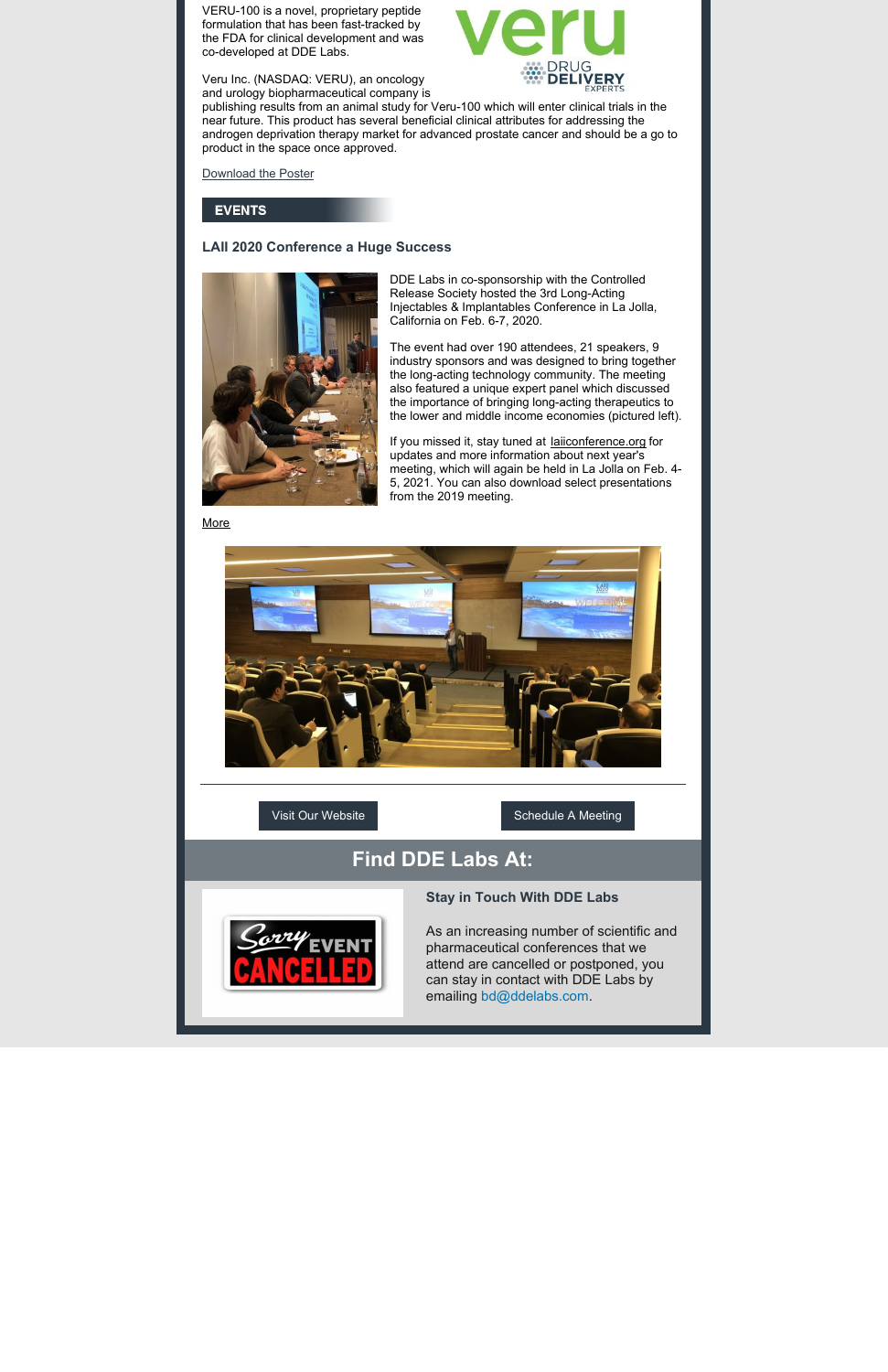VERU-100 is a novel, proprietary peptide formulation that has been fast-tracked by the FDA for clinical development and was co-developed at DDE Labs.

Veru Inc. (NASDAQ: VERU), an oncology and urology biopharmaceutical company is publishing results from an animal study for Veru-100 which will enter clinical trials in the near future. This product has several beneficial clinical attributes for addressing the androgen deprivation therapy market for advanced prostate cancer and should be a go to product in the space once approved.

Download the Poster

## EVENTS

### LAII 2020 Conference a Huge Success

DDE Labs in co-sponsorship with the Controlled Release Society hosted the 3rd Long-Acting Injectables & Implantables Conference in La Jolla, California on Feb. 6-7, 2020.

The event had over 190 attendees, 21 speakers, 9 industry sponsors and was designed to bring together the long-acting technology community. The meeting also featured a unique expert panel which discussed the importance of bringing long-acting therapeutics to the lower and middle income economies (pictured left).

If you missed it, stay tuned at laiiconference.org for updates and more information about next year's meeting, which will again be held in La Jolla on Feb. 4-5, 2021. You can also download select presentations from the 2019 meeting.

More

---

Visit Our Website | Schedule A Meeting

## Find DDE Labs At:

### Stay in Touch With DDE Labs

As an increasing number of scientific and pharmaceutical conferences that we attend are cancelled or postponed, you can stay in contact with DDE Labs by emailing bd@ddelabs.com.